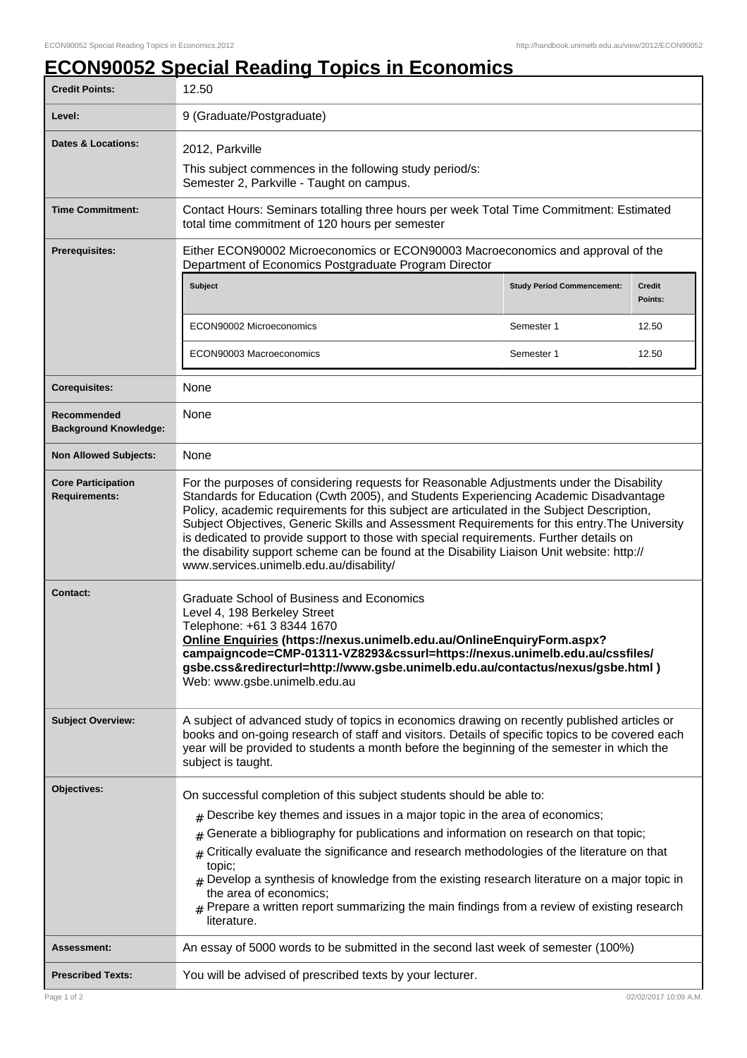# ECON90052 Special Reading Topics in Economics

| | |
|---|---|
| **Credit Points:** | 12.50 |
| **Level:** | 9 (Graduate/Postgraduate) |
| **Dates & Locations:** | 2012, Parkville<br>This subject commences in the following study period/s:<br>Semester 2, Parkville - Taught on campus. |
| **Time Commitment:** | Contact Hours: Seminars totalling three hours per week Total Time Commitment: Estimated total time commitment of 120 hours per semester |
| **Prerequisites:** | Either ECON90002 Microeconomics or ECON90003 Macroeconomics and approval of the Department of Economics Postgraduate Program Director |
| **Corequisites:** | None |
| **Recommended Background Knowledge:** | None |
| **Non Allowed Subjects:** | None |
| **Core Participation Requirements:** | For the purposes of considering requests for Reasonable Adjustments under the Disability Standards for Education (Cwth 2005), and Students Experiencing Academic Disadvantage Policy, academic requirements for this subject are articulated in the Subject Description, Subject Objectives, Generic Skills and Assessment Requirements for this entry.The University is dedicated to provide support to those with special requirements. Further details on the disability support scheme can be found at the Disability Liaison Unit website: http://www.services.unimelb.edu.au/disability/ |
| **Contact:** | Graduate School of Business and Economics<br>Level 4, 198 Berkeley Street<br>Telephone: +61 3 8344 1670<br>**Online Enquiries (https://nexus.unimelb.edu.au/OnlineEnquiryForm.aspx?campaigncode=CMP-01311-VZ8293&cssurl=https://nexus.unimelb.edu.au/cssfiles/gsbe.css&redirecturl=http://www.gsbe.unimelb.edu.au/contactus/nexus/gsbe.html )**<br>Web: www.gsbe.unimelb.edu.au |
| **Subject Overview:** | A subject of advanced study of topics in economics drawing on recently published articles or books and on-going research of staff and visitors. Details of specific topics to be covered each year will be provided to students a month before the beginning of the semester in which the subject is taught. |
| **Objectives:** | On successful completion of this subject students should be able to:<br># Describe key themes and issues in a major topic in the area of economics;<br># Generate a bibliography for publications and information on research on that topic;<br># Critically evaluate the significance and research methodologies of the literature on that topic;<br># Develop a synthesis of knowledge from the existing research literature on a major topic in the area of economics;<br># Prepare a written report summarizing the main findings from a review of existing research literature. |
| **Assessment:** | An essay of 5000 words to be submitted in the second last week of semester (100%) |
| **Prescribed Texts:** | You will be advised of prescribed texts by your lecturer. |

Prerequisite subjects:

| Subject | Study Period Commencement: | Credit Points: |
|---|---|---|
| ECON90002 Microeconomics | Semester 1 | 12.50 |
| ECON90003 Macroeconomics | Semester 1 | 12.50 |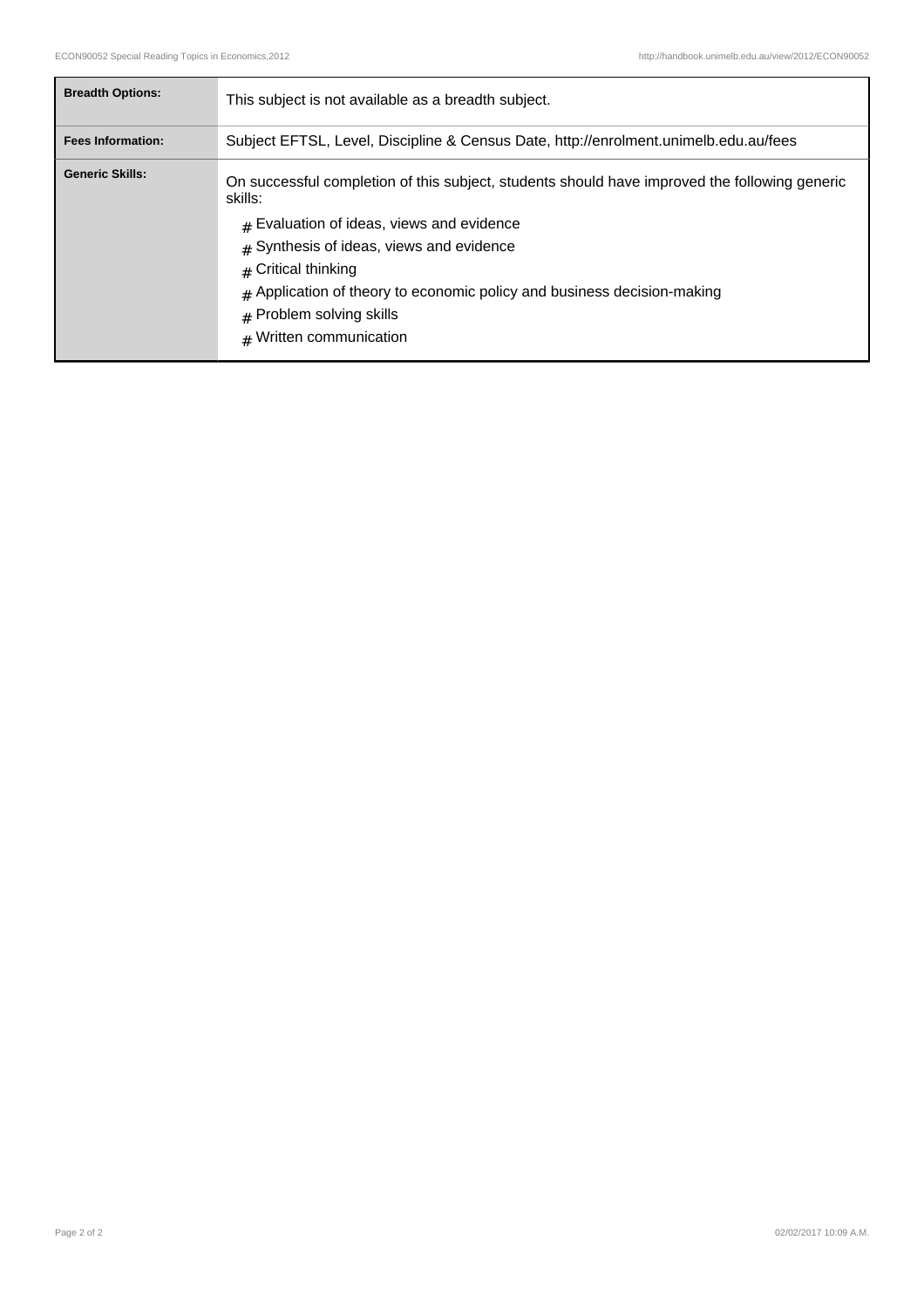| | |
|---|---|
| **Breadth Options:** | This subject is not available as a breadth subject. |
| **Fees Information:** | Subject EFTSL, Level, Discipline & Census Date, http://enrolment.unimelb.edu.au/fees |
| **Generic Skills:** | On successful completion of this subject, students should have improved the following generic skills:<br># Evaluation of ideas, views and evidence<br># Synthesis of ideas, views and evidence<br># Critical thinking<br># Application of theory to economic policy and business decision-making<br># Problem solving skills<br># Written communication |